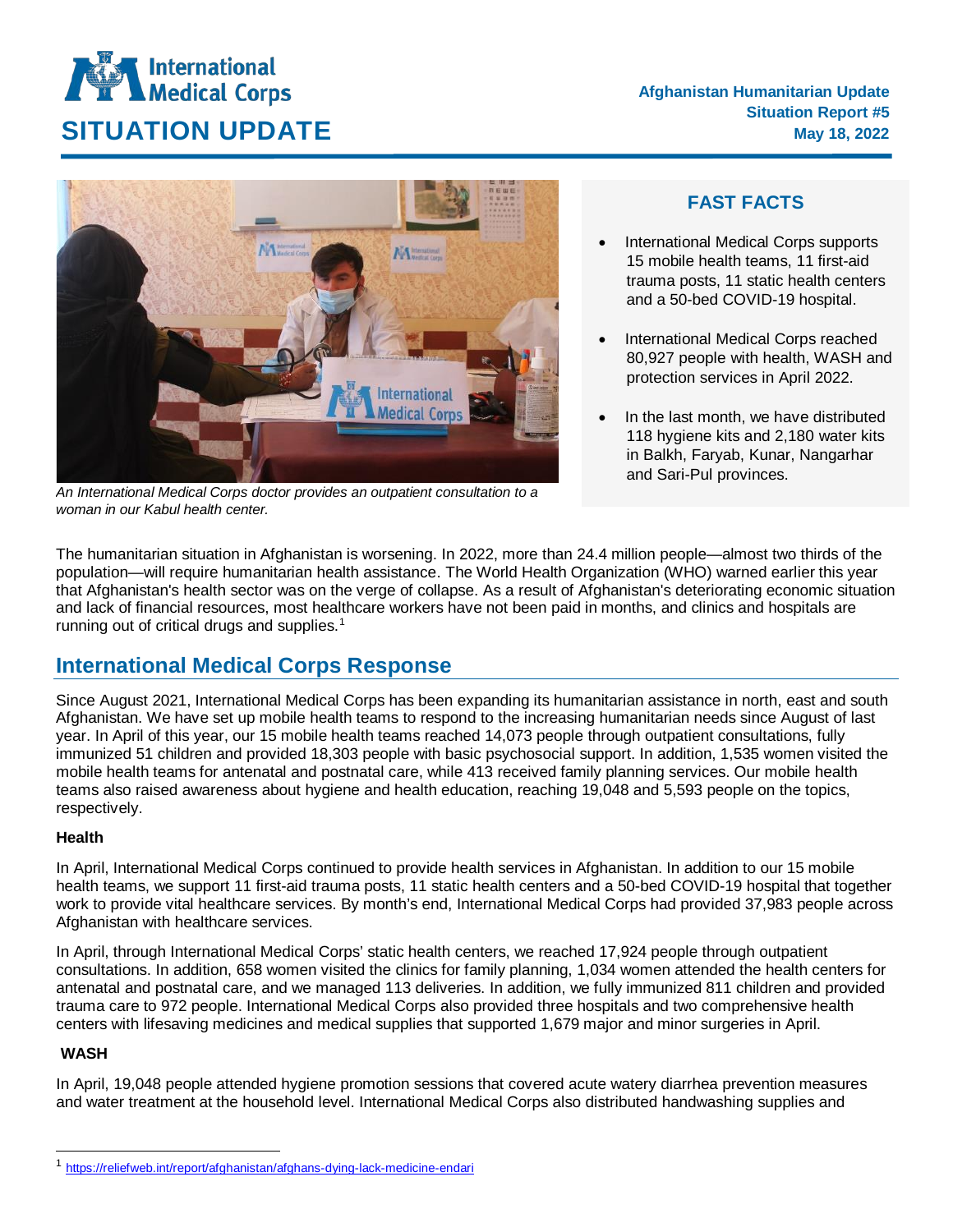# International Medical Corps

# SITUATION UPDATE

**Afghanistan Humanitarian Update**
**Situation Report #5**
**May 18, 2022**

*An International Medical Corps doctor provides an outpatient consultation to a woman in our Kabul health center.*

## FAST FACTS

- International Medical Corps supports 15 mobile health teams, 11 first-aid trauma posts, 11 static health centers and a 50-bed COVID-19 hospital.
- International Medical Corps reached 80,927 people with health, WASH and protection services in April 2022.
- In the last month, we have distributed 118 hygiene kits and 2,180 water kits in Balkh, Faryab, Kunar, Nangarhar and Sari-Pul provinces.

The humanitarian situation in Afghanistan is worsening. In 2022, more than 24.4 million people—almost two thirds of the population—will require humanitarian health assistance. The World Health Organization (WHO) warned earlier this year that Afghanistan's health sector was on the verge of collapse. As a result of Afghanistan's deteriorating economic situation and lack of financial resources, most healthcare workers have not been paid in months, and clinics and hospitals are running out of critical drugs and supplies.[1]

## International Medical Corps Response

Since August 2021, International Medical Corps has been expanding its humanitarian assistance in north, east and south Afghanistan. We have set up mobile health teams to respond to the increasing humanitarian needs since August of last year. In April of this year, our 15 mobile health teams reached 14,073 people through outpatient consultations, fully immunized 51 children and provided 18,303 people with basic psychosocial support. In addition, 1,535 women visited the mobile health teams for antenatal and postnatal care, while 413 received family planning services. Our mobile health teams also raised awareness about hygiene and health education, reaching 19,048 and 5,593 people on the topics, respectively.

### Health

In April, International Medical Corps continued to provide health services in Afghanistan. In addition to our 15 mobile health teams, we support 11 first-aid trauma posts, 11 static health centers and a 50-bed COVID-19 hospital that together work to provide vital healthcare services. By month's end, International Medical Corps had provided 37,983 people across Afghanistan with healthcare services.

In April, through International Medical Corps' static health centers, we reached 17,924 people through outpatient consultations. In addition, 658 women visited the clinics for family planning, 1,034 women attended the health centers for antenatal and postnatal care, and we managed 113 deliveries. In addition, we fully immunized 811 children and provided trauma care to 972 people. International Medical Corps also provided three hospitals and two comprehensive health centers with lifesaving medicines and medical supplies that supported 1,679 major and minor surgeries in April.

### WASH

In April, 19,048 people attended hygiene promotion sessions that covered acute watery diarrhea prevention measures and water treatment at the household level. International Medical Corps also distributed handwashing supplies and

[1] https://reliefweb.int/report/afghanistan/afghans-dying-lack-medicine-endari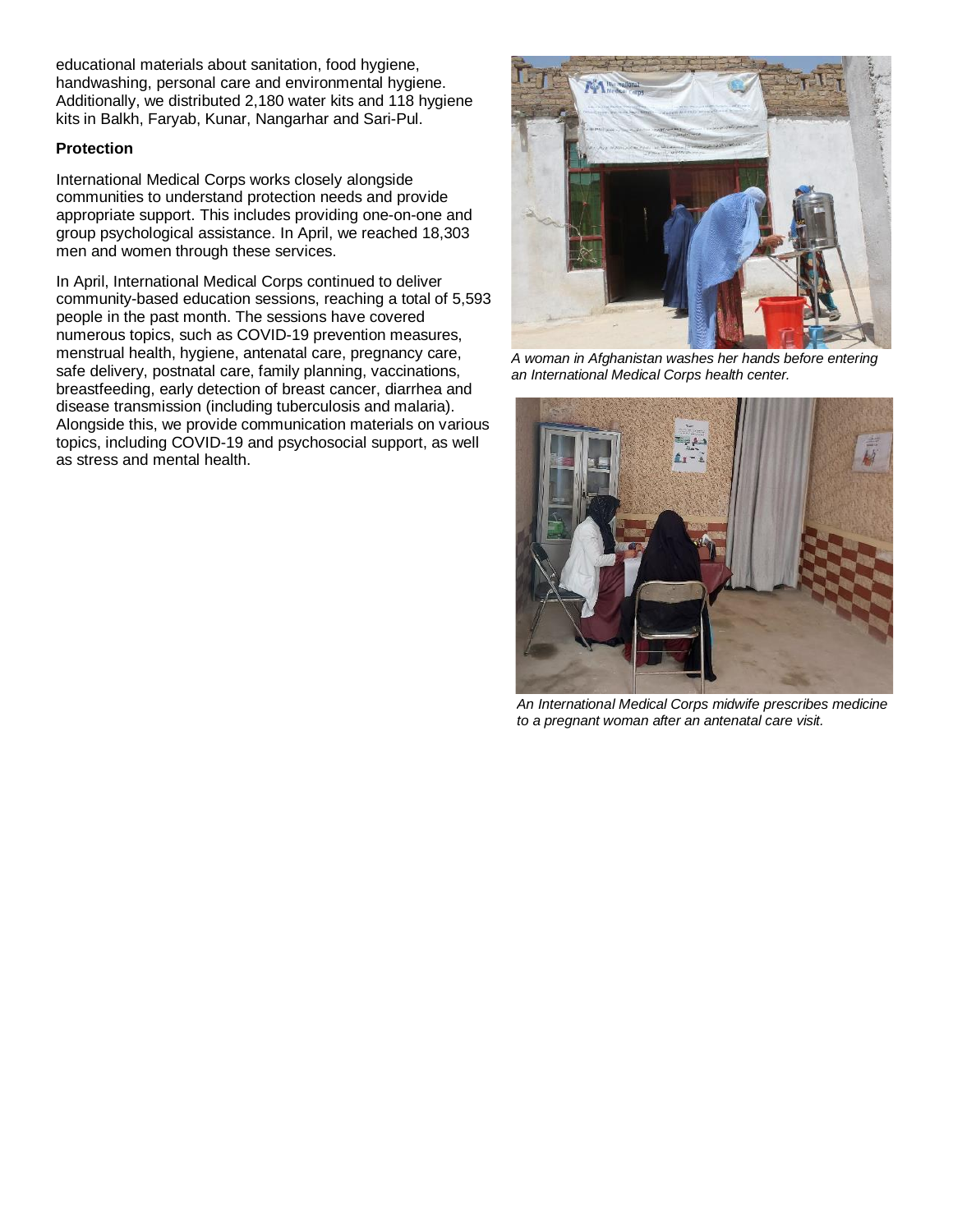educational materials about sanitation, food hygiene, handwashing, personal care and environmental hygiene. Additionally, we distributed 2,180 water kits and 118 hygiene kits in Balkh, Faryab, Kunar, Nangarhar and Sari-Pul.

**Protection**

International Medical Corps works closely alongside communities to understand protection needs and provide appropriate support. This includes providing one-on-one and group psychological assistance. In April, we reached 18,303 men and women through these services.

In April, International Medical Corps continued to deliver community-based education sessions, reaching a total of 5,593 people in the past month. The sessions have covered numerous topics, such as COVID-19 prevention measures, menstrual health, hygiene, antenatal care, pregnancy care, safe delivery, postnatal care, family planning, vaccinations, breastfeeding, early detection of breast cancer, diarrhea and disease transmission (including tuberculosis and malaria). Alongside this, we provide communication materials on various topics, including COVID-19 and psychosocial support, as well as stress and mental health.

*A woman in Afghanistan washes her hands before entering an International Medical Corps health center.*

*An International Medical Corps midwife prescribes medicine to a pregnant woman after an antenatal care visit.*